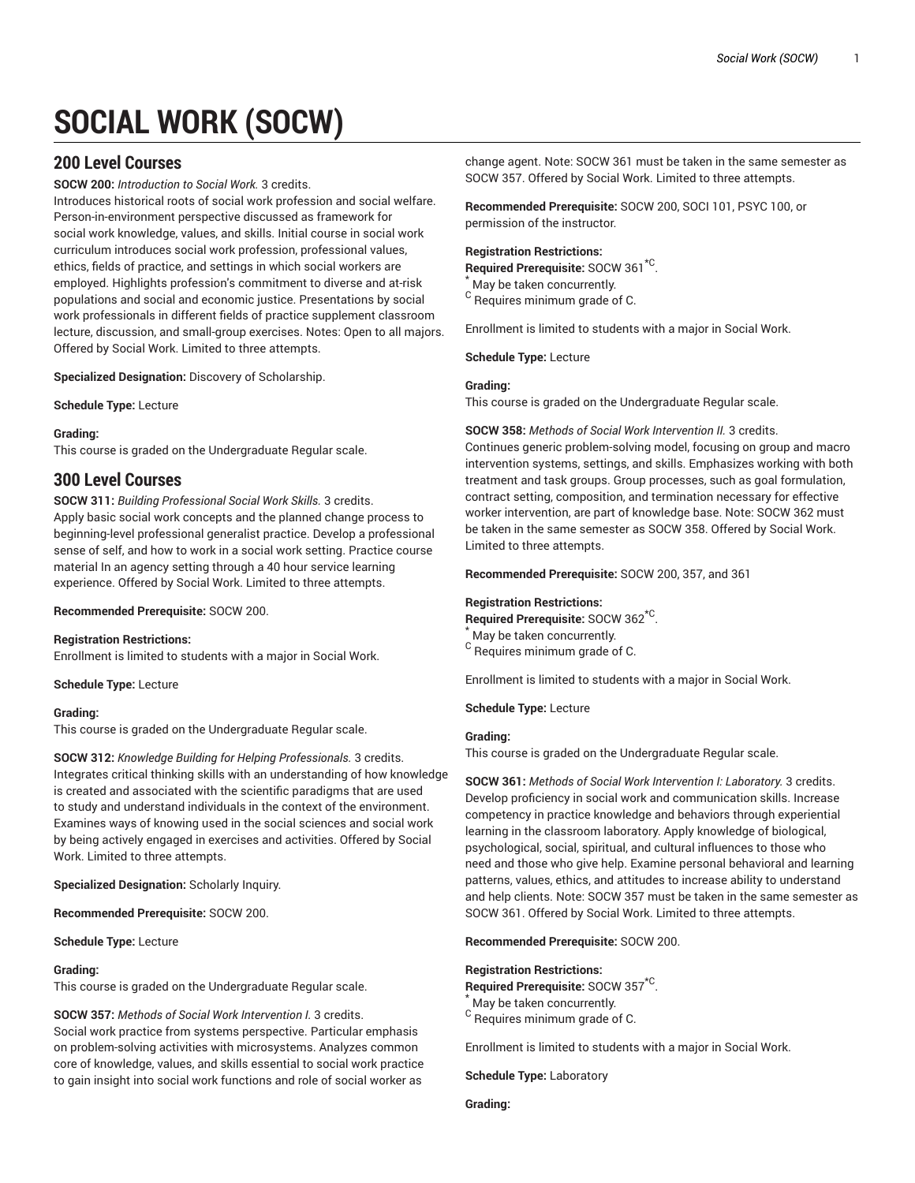# SOCIAL WORK (SOCW)

## 200 Level Courses

**SOCW 200:** *Introduction to Social Work.* 3 credits.
Introduces historical roots of social work profession and social welfare. Person-in-environment perspective discussed as framework for social work knowledge, values, and skills. Initial course in social work curriculum introduces social work profession, professional values, ethics, fields of practice, and settings in which social workers are employed. Highlights profession's commitment to diverse and at-risk populations and social and economic justice. Presentations by social work professionals in different fields of practice supplement classroom lecture, discussion, and small-group exercises. Notes: Open to all majors. Offered by Social Work. Limited to three attempts.

**Specialized Designation:** Discovery of Scholarship.

**Schedule Type:** Lecture

**Grading:**
This course is graded on the Undergraduate Regular scale.

## 300 Level Courses

**SOCW 311:** *Building Professional Social Work Skills.* 3 credits.
Apply basic social work concepts and the planned change process to beginning-level professional generalist practice. Develop a professional sense of self, and how to work in a social work setting. Practice course material In an agency setting through a 40 hour service learning experience. Offered by Social Work. Limited to three attempts.

**Recommended Prerequisite:** SOCW 200.

**Registration Restrictions:**
Enrollment is limited to students with a major in Social Work.

**Schedule Type:** Lecture

**Grading:**
This course is graded on the Undergraduate Regular scale.

**SOCW 312:** *Knowledge Building for Helping Professionals.* 3 credits.
Integrates critical thinking skills with an understanding of how knowledge is created and associated with the scientific paradigms that are used to study and understand individuals in the context of the environment. Examines ways of knowing used in the social sciences and social work by being actively engaged in exercises and activities. Offered by Social Work. Limited to three attempts.

**Specialized Designation:** Scholarly Inquiry.

**Recommended Prerequisite:** SOCW 200.

**Schedule Type:** Lecture

**Grading:**
This course is graded on the Undergraduate Regular scale.

**SOCW 357:** *Methods of Social Work Intervention I.* 3 credits.
Social work practice from systems perspective. Particular emphasis on problem-solving activities with microsystems. Analyzes common core of knowledge, values, and skills essential to social work practice to gain insight into social work functions and role of social worker as change agent. Note: SOCW 361 must be taken in the same semester as SOCW 357. Offered by Social Work. Limited to three attempts.

**Recommended Prerequisite:** SOCW 200, SOCI 101, PSYC 100, or permission of the instructor.

**Registration Restrictions:**
**Required Prerequisite:** SOCW 361*C.
\* May be taken concurrently.
C Requires minimum grade of C.

Enrollment is limited to students with a major in Social Work.

**Schedule Type:** Lecture

**Grading:**
This course is graded on the Undergraduate Regular scale.

**SOCW 358:** *Methods of Social Work Intervention II.* 3 credits.
Continues generic problem-solving model, focusing on group and macro intervention systems, settings, and skills. Emphasizes working with both treatment and task groups. Group processes, such as goal formulation, contract setting, composition, and termination necessary for effective worker intervention, are part of knowledge base. Note: SOCW 362 must be taken in the same semester as SOCW 358. Offered by Social Work. Limited to three attempts.

**Recommended Prerequisite:** SOCW 200, 357, and 361

**Registration Restrictions:**
**Required Prerequisite:** SOCW 362*C.
\* May be taken concurrently.
C Requires minimum grade of C.

Enrollment is limited to students with a major in Social Work.

**Schedule Type:** Lecture

**Grading:**
This course is graded on the Undergraduate Regular scale.

**SOCW 361:** *Methods of Social Work Intervention I: Laboratory.* 3 credits.
Develop proficiency in social work and communication skills. Increase competency in practice knowledge and behaviors through experiential learning in the classroom laboratory. Apply knowledge of biological, psychological, social, spiritual, and cultural influences to those who need and those who give help. Examine personal behavioral and learning patterns, values, ethics, and attitudes to increase ability to understand and help clients. Note: SOCW 357 must be taken in the same semester as SOCW 361. Offered by Social Work. Limited to three attempts.

**Recommended Prerequisite:** SOCW 200.

**Registration Restrictions:**
**Required Prerequisite:** SOCW 357*C.
\* May be taken concurrently.
C Requires minimum grade of C.

Enrollment is limited to students with a major in Social Work.

**Schedule Type:** Laboratory

**Grading:**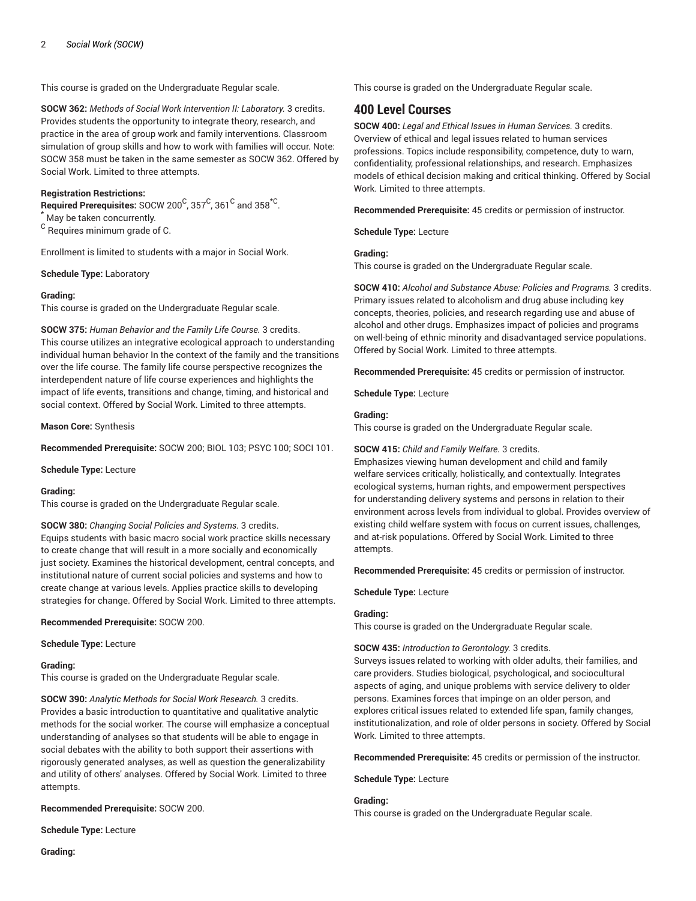This course is graded on the Undergraduate Regular scale.

**SOCW 362:** *Methods of Social Work Intervention II: Laboratory.* 3 credits.
Provides students the opportunity to integrate theory, research, and practice in the area of group work and family interventions. Classroom simulation of group skills and how to work with families will occur. Note: SOCW 358 must be taken in the same semester as SOCW 362. Offered by Social Work. Limited to three attempts.

**Registration Restrictions:**
**Required Prerequisites:** SOCW 200[C], 357[C], 361[C] and 358[*C].
[*] May be taken concurrently.
[C] Requires minimum grade of C.

Enrollment is limited to students with a major in Social Work.

**Schedule Type:** Laboratory

**Grading:**
This course is graded on the Undergraduate Regular scale.

**SOCW 375:** *Human Behavior and the Family Life Course.* 3 credits.
This course utilizes an integrative ecological approach to understanding individual human behavior In the context of the family and the transitions over the life course. The family life course perspective recognizes the interdependent nature of life course experiences and highlights the impact of life events, transitions and change, timing, and historical and social context. Offered by Social Work. Limited to three attempts.

**Mason Core:** Synthesis

**Recommended Prerequisite:** SOCW 200; BIOL 103; PSYC 100; SOCI 101.

**Schedule Type:** Lecture

**Grading:**
This course is graded on the Undergraduate Regular scale.

**SOCW 380:** *Changing Social Policies and Systems.* 3 credits.
Equips students with basic macro social work practice skills necessary to create change that will result in a more socially and economically just society. Examines the historical development, central concepts, and institutional nature of current social policies and systems and how to create change at various levels. Applies practice skills to developing strategies for change. Offered by Social Work. Limited to three attempts.

**Recommended Prerequisite:** SOCW 200.

**Schedule Type:** Lecture

**Grading:**
This course is graded on the Undergraduate Regular scale.

**SOCW 390:** *Analytic Methods for Social Work Research.* 3 credits.
Provides a basic introduction to quantitative and qualitative analytic methods for the social worker. The course will emphasize a conceptual understanding of analyses so that students will be able to engage in social debates with the ability to both support their assertions with rigorously generated analyses, as well as question the generalizability and utility of others' analyses. Offered by Social Work. Limited to three attempts.

**Recommended Prerequisite:** SOCW 200.

**Schedule Type:** Lecture

**Grading:**
This course is graded on the Undergraduate Regular scale.

## 400 Level Courses

**SOCW 400:** *Legal and Ethical Issues in Human Services.* 3 credits.
Overview of ethical and legal issues related to human services professions. Topics include responsibility, competence, duty to warn, confidentiality, professional relationships, and research. Emphasizes models of ethical decision making and critical thinking. Offered by Social Work. Limited to three attempts.

**Recommended Prerequisite:** 45 credits or permission of instructor.

**Schedule Type:** Lecture

**Grading:**
This course is graded on the Undergraduate Regular scale.

**SOCW 410:** *Alcohol and Substance Abuse: Policies and Programs.* 3 credits.
Primary issues related to alcoholism and drug abuse including key concepts, theories, policies, and research regarding use and abuse of alcohol and other drugs. Emphasizes impact of policies and programs on well-being of ethnic minority and disadvantaged service populations. Offered by Social Work. Limited to three attempts.

**Recommended Prerequisite:** 45 credits or permission of instructor.

**Schedule Type:** Lecture

**Grading:**
This course is graded on the Undergraduate Regular scale.

**SOCW 415:** *Child and Family Welfare.* 3 credits.
Emphasizes viewing human development and child and family welfare services critically, holistically, and contextually. Integrates ecological systems, human rights, and empowerment perspectives for understanding delivery systems and persons in relation to their environment across levels from individual to global. Provides overview of existing child welfare system with focus on current issues, challenges, and at-risk populations. Offered by Social Work. Limited to three attempts.

**Recommended Prerequisite:** 45 credits or permission of instructor.

**Schedule Type:** Lecture

**Grading:**
This course is graded on the Undergraduate Regular scale.

**SOCW 435:** *Introduction to Gerontology.* 3 credits.
Surveys issues related to working with older adults, their families, and care providers. Studies biological, psychological, and sociocultural aspects of aging, and unique problems with service delivery to older persons. Examines forces that impinge on an older person, and explores critical issues related to extended life span, family changes, institutionalization, and role of older persons in society. Offered by Social Work. Limited to three attempts.

**Recommended Prerequisite:** 45 credits or permission of the instructor.

**Schedule Type:** Lecture

**Grading:**
This course is graded on the Undergraduate Regular scale.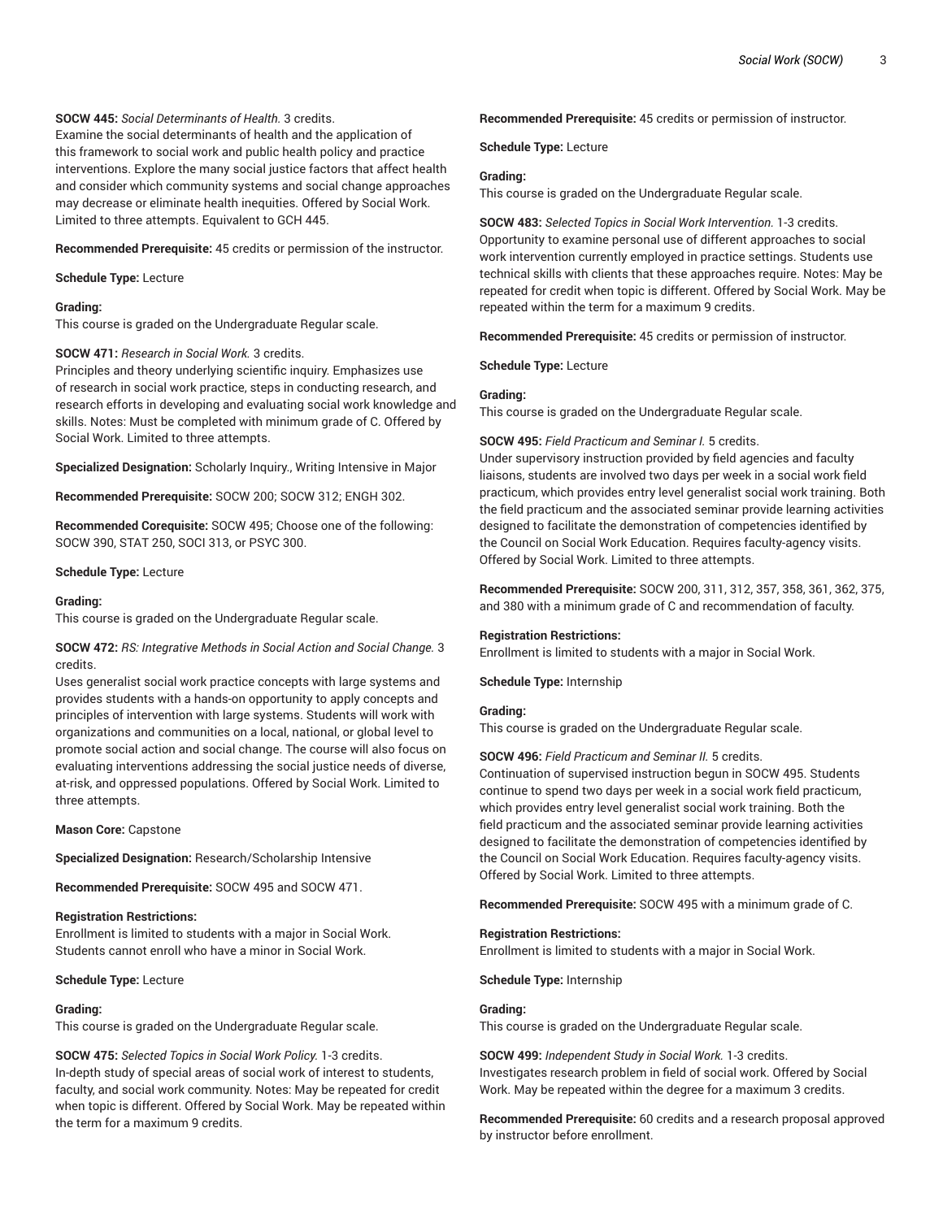**SOCW 445:** *Social Determinants of Health.* 3 credits.
Examine the social determinants of health and the application of this framework to social work and public health policy and practice interventions. Explore the many social justice factors that affect health and consider which community systems and social change approaches may decrease or eliminate health inequities. Offered by Social Work. Limited to three attempts. Equivalent to GCH 445.

**Recommended Prerequisite:** 45 credits or permission of the instructor.

**Schedule Type:** Lecture

**Grading:**
This course is graded on the Undergraduate Regular scale.

**SOCW 471:** *Research in Social Work.* 3 credits.
Principles and theory underlying scientific inquiry. Emphasizes use of research in social work practice, steps in conducting research, and research efforts in developing and evaluating social work knowledge and skills. Notes: Must be completed with minimum grade of C. Offered by Social Work. Limited to three attempts.

**Specialized Designation:** Scholarly Inquiry., Writing Intensive in Major

**Recommended Prerequisite:** SOCW 200; SOCW 312; ENGH 302.

**Recommended Corequisite:** SOCW 495; Choose one of the following: SOCW 390, STAT 250, SOCI 313, or PSYC 300.

**Schedule Type:** Lecture

**Grading:**
This course is graded on the Undergraduate Regular scale.

**SOCW 472:** *RS: Integrative Methods in Social Action and Social Change.* 3 credits.
Uses generalist social work practice concepts with large systems and provides students with a hands-on opportunity to apply concepts and principles of intervention with large systems. Students will work with organizations and communities on a local, national, or global level to promote social action and social change. The course will also focus on evaluating interventions addressing the social justice needs of diverse, at-risk, and oppressed populations. Offered by Social Work. Limited to three attempts.

**Mason Core:** Capstone

**Specialized Designation:** Research/Scholarship Intensive

**Recommended Prerequisite:** SOCW 495 and SOCW 471.

**Registration Restrictions:**
Enrollment is limited to students with a major in Social Work.
Students cannot enroll who have a minor in Social Work.

**Schedule Type:** Lecture

**Grading:**
This course is graded on the Undergraduate Regular scale.

**SOCW 475:** *Selected Topics in Social Work Policy.* 1-3 credits.
In-depth study of special areas of social work of interest to students, faculty, and social work community. Notes: May be repeated for credit when topic is different. Offered by Social Work. May be repeated within the term for a maximum 9 credits.

**Recommended Prerequisite:** 45 credits or permission of instructor.

**Schedule Type:** Lecture

**Grading:**
This course is graded on the Undergraduate Regular scale.

**SOCW 483:** *Selected Topics in Social Work Intervention.* 1-3 credits.
Opportunity to examine personal use of different approaches to social work intervention currently employed in practice settings. Students use technical skills with clients that these approaches require. Notes: May be repeated for credit when topic is different. Offered by Social Work. May be repeated within the term for a maximum 9 credits.

**Recommended Prerequisite:** 45 credits or permission of instructor.

**Schedule Type:** Lecture

**Grading:**
This course is graded on the Undergraduate Regular scale.

**SOCW 495:** *Field Practicum and Seminar I.* 5 credits.
Under supervisory instruction provided by field agencies and faculty liaisons, students are involved two days per week in a social work field practicum, which provides entry level generalist social work training. Both the field practicum and the associated seminar provide learning activities designed to facilitate the demonstration of competencies identified by the Council on Social Work Education. Requires faculty-agency visits. Offered by Social Work. Limited to three attempts.

**Recommended Prerequisite:** SOCW 200, 311, 312, 357, 358, 361, 362, 375, and 380 with a minimum grade of C and recommendation of faculty.

**Registration Restrictions:**
Enrollment is limited to students with a major in Social Work.

**Schedule Type:** Internship

**Grading:**
This course is graded on the Undergraduate Regular scale.

**SOCW 496:** *Field Practicum and Seminar II.* 5 credits.
Continuation of supervised instruction begun in SOCW 495. Students continue to spend two days per week in a social work field practicum, which provides entry level generalist social work training. Both the field practicum and the associated seminar provide learning activities designed to facilitate the demonstration of competencies identified by the Council on Social Work Education. Requires faculty-agency visits. Offered by Social Work. Limited to three attempts.

**Recommended Prerequisite:** SOCW 495 with a minimum grade of C.

**Registration Restrictions:**
Enrollment is limited to students with a major in Social Work.

**Schedule Type:** Internship

**Grading:**
This course is graded on the Undergraduate Regular scale.

**SOCW 499:** *Independent Study in Social Work.* 1-3 credits.
Investigates research problem in field of social work. Offered by Social Work. May be repeated within the degree for a maximum 3 credits.

**Recommended Prerequisite:** 60 credits and a research proposal approved by instructor before enrollment.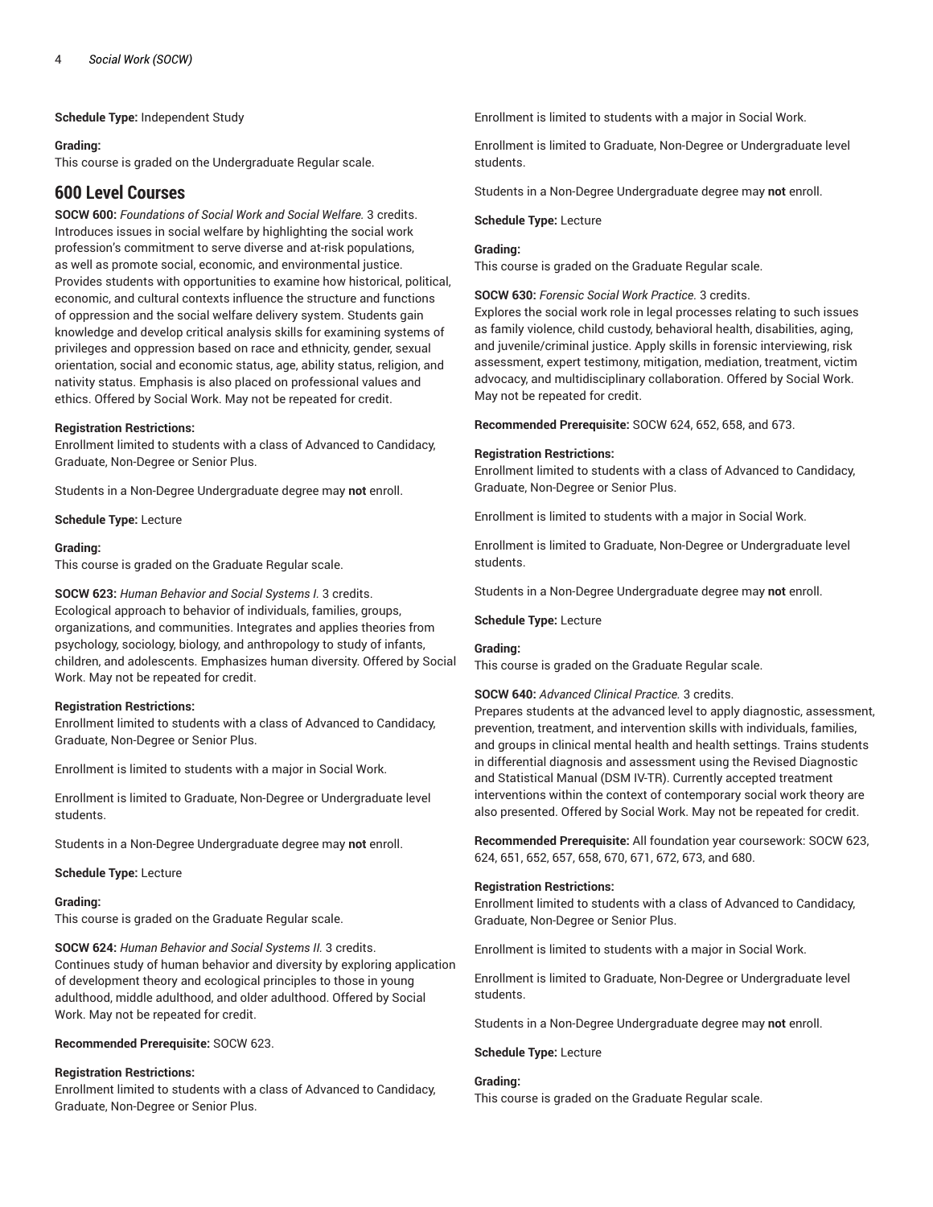**Schedule Type:** Independent Study

**Grading:**
This course is graded on the Undergraduate Regular scale.

## 600 Level Courses

**SOCW 600:** *Foundations of Social Work and Social Welfare.* 3 credits.
Introduces issues in social welfare by highlighting the social work profession's commitment to serve diverse and at-risk populations, as well as promote social, economic, and environmental justice. Provides students with opportunities to examine how historical, political, economic, and cultural contexts influence the structure and functions of oppression and the social welfare delivery system. Students gain knowledge and develop critical analysis skills for examining systems of privileges and oppression based on race and ethnicity, gender, sexual orientation, social and economic status, age, ability status, religion, and nativity status. Emphasis is also placed on professional values and ethics. Offered by Social Work. May not be repeated for credit.

**Registration Restrictions:**
Enrollment limited to students with a class of Advanced to Candidacy, Graduate, Non-Degree or Senior Plus.

Students in a Non-Degree Undergraduate degree may **not** enroll.

**Schedule Type:** Lecture

**Grading:**
This course is graded on the Graduate Regular scale.

**SOCW 623:** *Human Behavior and Social Systems I.* 3 credits.
Ecological approach to behavior of individuals, families, groups, organizations, and communities. Integrates and applies theories from psychology, sociology, biology, and anthropology to study of infants, children, and adolescents. Emphasizes human diversity. Offered by Social Work. May not be repeated for credit.

**Registration Restrictions:**
Enrollment limited to students with a class of Advanced to Candidacy, Graduate, Non-Degree or Senior Plus.

Enrollment is limited to students with a major in Social Work.

Enrollment is limited to Graduate, Non-Degree or Undergraduate level students.

Students in a Non-Degree Undergraduate degree may **not** enroll.

**Schedule Type:** Lecture

**Grading:**
This course is graded on the Graduate Regular scale.

**SOCW 624:** *Human Behavior and Social Systems II.* 3 credits.
Continues study of human behavior and diversity by exploring application of development theory and ecological principles to those in young adulthood, middle adulthood, and older adulthood. Offered by Social Work. May not be repeated for credit.

**Recommended Prerequisite:** SOCW 623.

**Registration Restrictions:**
Enrollment limited to students with a class of Advanced to Candidacy, Graduate, Non-Degree or Senior Plus.

Enrollment is limited to students with a major in Social Work.

Enrollment is limited to Graduate, Non-Degree or Undergraduate level students.

Students in a Non-Degree Undergraduate degree may **not** enroll.

**Schedule Type:** Lecture

**Grading:**
This course is graded on the Graduate Regular scale.

**SOCW 630:** *Forensic Social Work Practice.* 3 credits.
Explores the social work role in legal processes relating to such issues as family violence, child custody, behavioral health, disabilities, aging, and juvenile/criminal justice. Apply skills in forensic interviewing, risk assessment, expert testimony, mitigation, mediation, treatment, victim advocacy, and multidisciplinary collaboration. Offered by Social Work. May not be repeated for credit.

**Recommended Prerequisite:** SOCW 624, 652, 658, and 673.

**Registration Restrictions:**
Enrollment limited to students with a class of Advanced to Candidacy, Graduate, Non-Degree or Senior Plus.

Enrollment is limited to students with a major in Social Work.

Enrollment is limited to Graduate, Non-Degree or Undergraduate level students.

Students in a Non-Degree Undergraduate degree may **not** enroll.

**Schedule Type:** Lecture

**Grading:**
This course is graded on the Graduate Regular scale.

**SOCW 640:** *Advanced Clinical Practice.* 3 credits.
Prepares students at the advanced level to apply diagnostic, assessment, prevention, treatment, and intervention skills with individuals, families, and groups in clinical mental health and health settings. Trains students in differential diagnosis and assessment using the Revised Diagnostic and Statistical Manual (DSM IV-TR). Currently accepted treatment interventions within the context of contemporary social work theory are also presented. Offered by Social Work. May not be repeated for credit.

**Recommended Prerequisite:** All foundation year coursework: SOCW 623, 624, 651, 652, 657, 658, 670, 671, 672, 673, and 680.

**Registration Restrictions:**
Enrollment limited to students with a class of Advanced to Candidacy, Graduate, Non-Degree or Senior Plus.

Enrollment is limited to students with a major in Social Work.

Enrollment is limited to Graduate, Non-Degree or Undergraduate level students.

Students in a Non-Degree Undergraduate degree may **not** enroll.

**Schedule Type:** Lecture

**Grading:**
This course is graded on the Graduate Regular scale.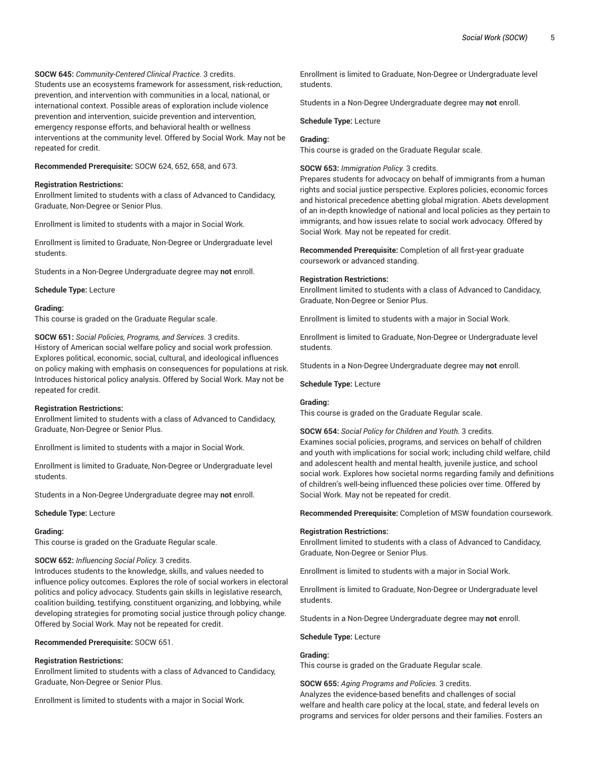**SOCW 645:** *Community-Centered Clinical Practice.* 3 credits.
Students use an ecosystems framework for assessment, risk-reduction, prevention, and intervention with communities in a local, national, or international context. Possible areas of exploration include violence prevention and intervention, suicide prevention and intervention, emergency response efforts, and behavioral health or wellness interventions at the community level. Offered by Social Work. May not be repeated for credit.

**Recommended Prerequisite:** SOCW 624, 652, 658, and 673.

**Registration Restrictions:**
Enrollment limited to students with a class of Advanced to Candidacy, Graduate, Non-Degree or Senior Plus.

Enrollment is limited to students with a major in Social Work.

Enrollment is limited to Graduate, Non-Degree or Undergraduate level students.

Students in a Non-Degree Undergraduate degree may **not** enroll.

**Schedule Type:** Lecture

**Grading:**
This course is graded on the Graduate Regular scale.

**SOCW 651:** *Social Policies, Programs, and Services.* 3 credits.
History of American social welfare policy and social work profession. Explores political, economic, social, cultural, and ideological influences on policy making with emphasis on consequences for populations at risk. Introduces historical policy analysis. Offered by Social Work. May not be repeated for credit.

**Registration Restrictions:**
Enrollment limited to students with a class of Advanced to Candidacy, Graduate, Non-Degree or Senior Plus.

Enrollment is limited to students with a major in Social Work.

Enrollment is limited to Graduate, Non-Degree or Undergraduate level students.

Students in a Non-Degree Undergraduate degree may **not** enroll.

**Schedule Type:** Lecture

**Grading:**
This course is graded on the Graduate Regular scale.

**SOCW 652:** *Influencing Social Policy.* 3 credits.
Introduces students to the knowledge, skills, and values needed to influence policy outcomes. Explores the role of social workers in electoral politics and policy advocacy. Students gain skills in legislative research, coalition building, testifying, constituent organizing, and lobbying, while developing strategies for promoting social justice through policy change. Offered by Social Work. May not be repeated for credit.

**Recommended Prerequisite:** SOCW 651.

**Registration Restrictions:**
Enrollment limited to students with a class of Advanced to Candidacy, Graduate, Non-Degree or Senior Plus.

Enrollment is limited to students with a major in Social Work.

Enrollment is limited to Graduate, Non-Degree or Undergraduate level students.

Students in a Non-Degree Undergraduate degree may **not** enroll.

**Schedule Type:** Lecture

**Grading:**
This course is graded on the Graduate Regular scale.

**SOCW 653:** *Immigration Policy.* 3 credits.
Prepares students for advocacy on behalf of immigrants from a human rights and social justice perspective. Explores policies, economic forces and historical precedence abetting global migration. Abets development of an in-depth knowledge of national and local policies as they pertain to immigrants, and how issues relate to social work advocacy. Offered by Social Work. May not be repeated for credit.

**Recommended Prerequisite:** Completion of all first-year graduate coursework or advanced standing.

**Registration Restrictions:**
Enrollment limited to students with a class of Advanced to Candidacy, Graduate, Non-Degree or Senior Plus.

Enrollment is limited to students with a major in Social Work.

Enrollment is limited to Graduate, Non-Degree or Undergraduate level students.

Students in a Non-Degree Undergraduate degree may **not** enroll.

**Schedule Type:** Lecture

**Grading:**
This course is graded on the Graduate Regular scale.

**SOCW 654:** *Social Policy for Children and Youth.* 3 credits.
Examines social policies, programs, and services on behalf of children and youth with implications for social work; including child welfare, child and adolescent health and mental health, juvenile justice, and school social work. Explores how societal norms regarding family and definitions of children's well-being influenced these policies over time. Offered by Social Work. May not be repeated for credit.

**Recommended Prerequisite:** Completion of MSW foundation coursework.

**Registration Restrictions:**
Enrollment limited to students with a class of Advanced to Candidacy, Graduate, Non-Degree or Senior Plus.

Enrollment is limited to students with a major in Social Work.

Enrollment is limited to Graduate, Non-Degree or Undergraduate level students.

Students in a Non-Degree Undergraduate degree may **not** enroll.

**Schedule Type:** Lecture

**Grading:**
This course is graded on the Graduate Regular scale.

**SOCW 655:** *Aging Programs and Policies.* 3 credits.
Analyzes the evidence-based benefits and challenges of social welfare and health care policy at the local, state, and federal levels on programs and services for older persons and their families. Fosters an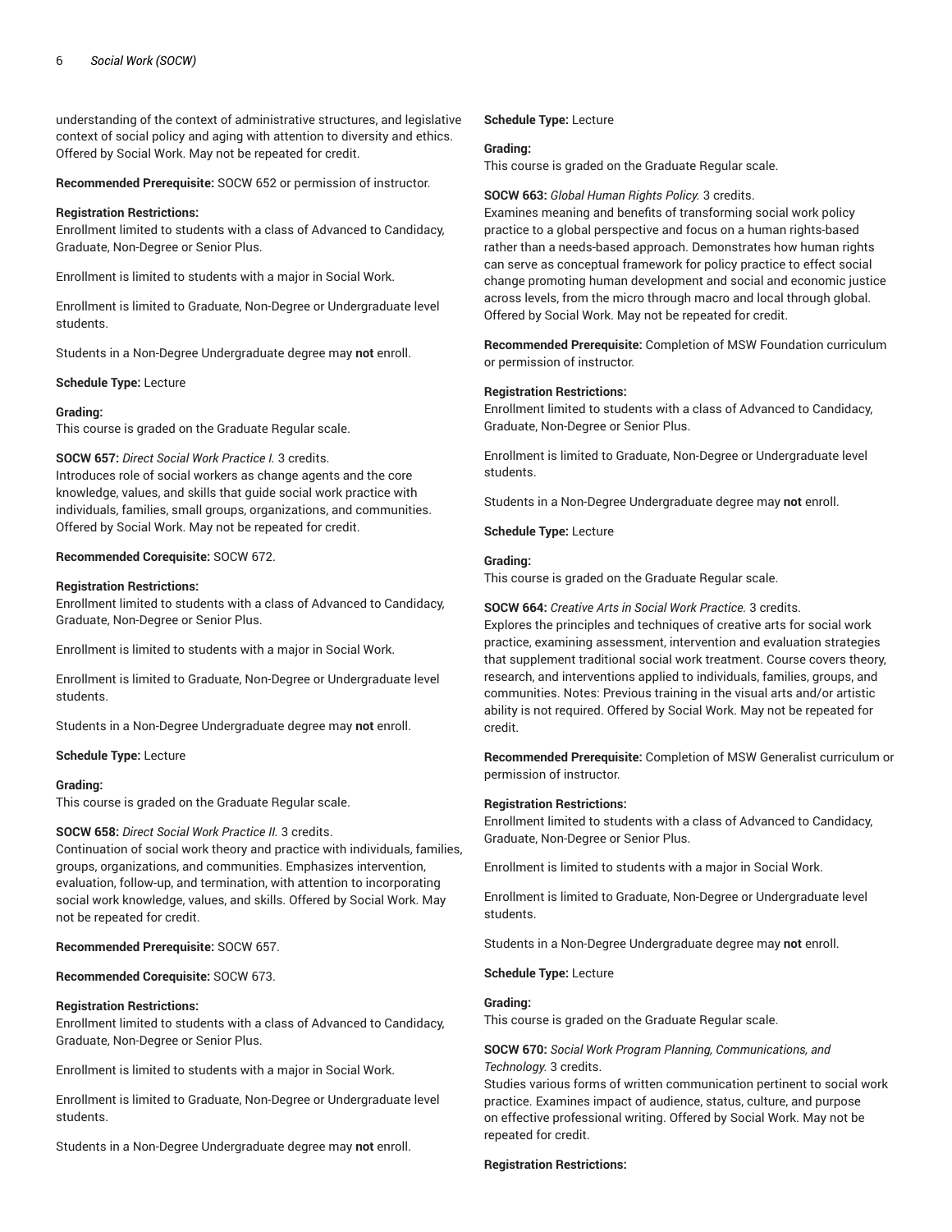understanding of the context of administrative structures, and legislative context of social policy and aging with attention to diversity and ethics. Offered by Social Work. May not be repeated for credit.

**Recommended Prerequisite:** SOCW 652 or permission of instructor.

**Registration Restrictions:**
Enrollment limited to students with a class of Advanced to Candidacy, Graduate, Non-Degree or Senior Plus.

Enrollment is limited to students with a major in Social Work.

Enrollment is limited to Graduate, Non-Degree or Undergraduate level students.

Students in a Non-Degree Undergraduate degree may **not** enroll.

**Schedule Type:** Lecture

**Grading:**
This course is graded on the Graduate Regular scale.

**SOCW 657:** *Direct Social Work Practice I.* 3 credits.
Introduces role of social workers as change agents and the core knowledge, values, and skills that guide social work practice with individuals, families, small groups, organizations, and communities. Offered by Social Work. May not be repeated for credit.

**Recommended Corequisite:** SOCW 672.

**Registration Restrictions:**
Enrollment limited to students with a class of Advanced to Candidacy, Graduate, Non-Degree or Senior Plus.

Enrollment is limited to students with a major in Social Work.

Enrollment is limited to Graduate, Non-Degree or Undergraduate level students.

Students in a Non-Degree Undergraduate degree may **not** enroll.

**Schedule Type:** Lecture

**Grading:**
This course is graded on the Graduate Regular scale.

**SOCW 658:** *Direct Social Work Practice II.* 3 credits.
Continuation of social work theory and practice with individuals, families, groups, organizations, and communities. Emphasizes intervention, evaluation, follow-up, and termination, with attention to incorporating social work knowledge, values, and skills. Offered by Social Work. May not be repeated for credit.

**Recommended Prerequisite:** SOCW 657.

**Recommended Corequisite:** SOCW 673.

**Registration Restrictions:**
Enrollment limited to students with a class of Advanced to Candidacy, Graduate, Non-Degree or Senior Plus.

Enrollment is limited to students with a major in Social Work.

Enrollment is limited to Graduate, Non-Degree or Undergraduate level students.

Students in a Non-Degree Undergraduate degree may **not** enroll.

**Schedule Type:** Lecture

**Grading:**
This course is graded on the Graduate Regular scale.

**SOCW 663:** *Global Human Rights Policy.* 3 credits.
Examines meaning and benefits of transforming social work policy practice to a global perspective and focus on a human rights-based rather than a needs-based approach. Demonstrates how human rights can serve as conceptual framework for policy practice to effect social change promoting human development and social and economic justice across levels, from the micro through macro and local through global. Offered by Social Work. May not be repeated for credit.

**Recommended Prerequisite:** Completion of MSW Foundation curriculum or permission of instructor.

**Registration Restrictions:**
Enrollment limited to students with a class of Advanced to Candidacy, Graduate, Non-Degree or Senior Plus.

Enrollment is limited to Graduate, Non-Degree or Undergraduate level students.

Students in a Non-Degree Undergraduate degree may **not** enroll.

**Schedule Type:** Lecture

**Grading:**
This course is graded on the Graduate Regular scale.

**SOCW 664:** *Creative Arts in Social Work Practice.* 3 credits.
Explores the principles and techniques of creative arts for social work practice, examining assessment, intervention and evaluation strategies that supplement traditional social work treatment. Course covers theory, research, and interventions applied to individuals, families, groups, and communities. Notes: Previous training in the visual arts and/or artistic ability is not required. Offered by Social Work. May not be repeated for credit.

**Recommended Prerequisite:** Completion of MSW Generalist curriculum or permission of instructor.

**Registration Restrictions:**
Enrollment limited to students with a class of Advanced to Candidacy, Graduate, Non-Degree or Senior Plus.

Enrollment is limited to students with a major in Social Work.

Enrollment is limited to Graduate, Non-Degree or Undergraduate level students.

Students in a Non-Degree Undergraduate degree may **not** enroll.

**Schedule Type:** Lecture

**Grading:**
This course is graded on the Graduate Regular scale.

**SOCW 670:** *Social Work Program Planning, Communications, and Technology.* 3 credits.
Studies various forms of written communication pertinent to social work practice. Examines impact of audience, status, culture, and purpose on effective professional writing. Offered by Social Work. May not be repeated for credit.

**Registration Restrictions:**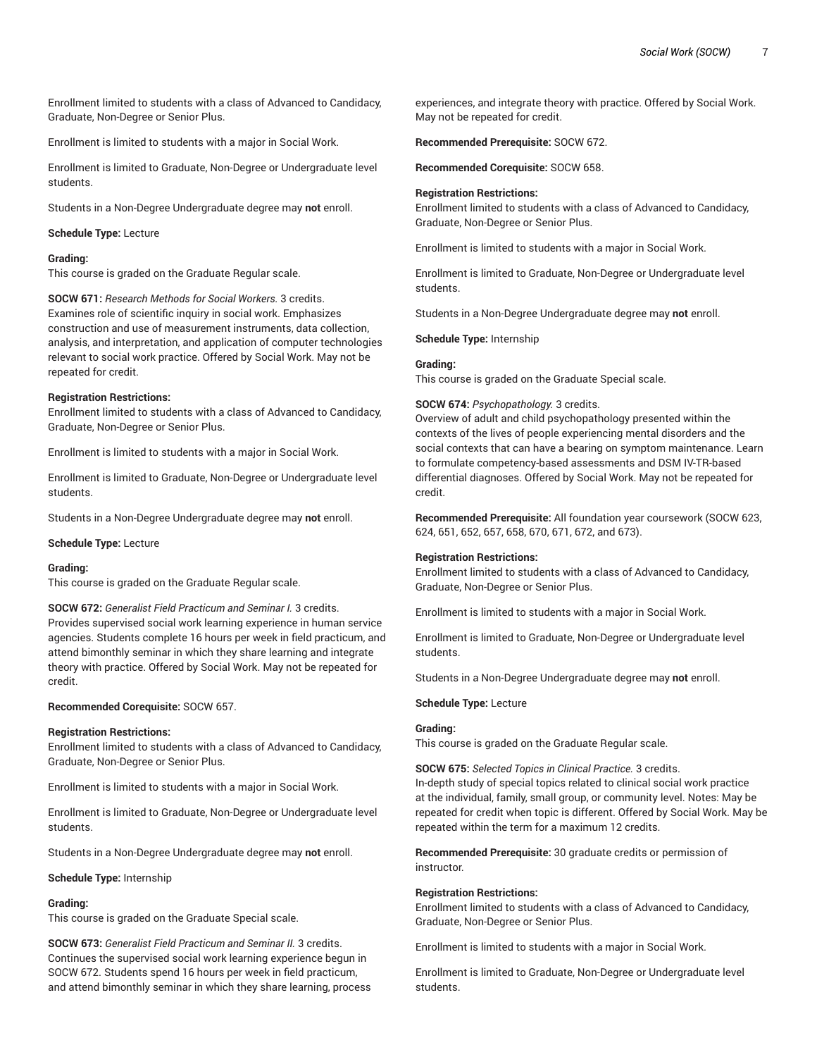Enrollment limited to students with a class of Advanced to Candidacy, Graduate, Non-Degree or Senior Plus.

Enrollment is limited to students with a major in Social Work.

Enrollment is limited to Graduate, Non-Degree or Undergraduate level students.

Students in a Non-Degree Undergraduate degree may **not** enroll.

**Schedule Type:** Lecture

**Grading:**
This course is graded on the Graduate Regular scale.

**SOCW 671:** *Research Methods for Social Workers.* 3 credits.
Examines role of scientific inquiry in social work. Emphasizes construction and use of measurement instruments, data collection, analysis, and interpretation, and application of computer technologies relevant to social work practice. Offered by Social Work. May not be repeated for credit.

**Registration Restrictions:**
Enrollment limited to students with a class of Advanced to Candidacy, Graduate, Non-Degree or Senior Plus.

Enrollment is limited to students with a major in Social Work.

Enrollment is limited to Graduate, Non-Degree or Undergraduate level students.

Students in a Non-Degree Undergraduate degree may **not** enroll.

**Schedule Type:** Lecture

**Grading:**
This course is graded on the Graduate Regular scale.

**SOCW 672:** *Generalist Field Practicum and Seminar I.* 3 credits.
Provides supervised social work learning experience in human service agencies. Students complete 16 hours per week in field practicum, and attend bimonthly seminar in which they share learning and integrate theory with practice. Offered by Social Work. May not be repeated for credit.

**Recommended Corequisite:** SOCW 657.

**Registration Restrictions:**
Enrollment limited to students with a class of Advanced to Candidacy, Graduate, Non-Degree or Senior Plus.

Enrollment is limited to students with a major in Social Work.

Enrollment is limited to Graduate, Non-Degree or Undergraduate level students.

Students in a Non-Degree Undergraduate degree may **not** enroll.

**Schedule Type:** Internship

**Grading:**
This course is graded on the Graduate Special scale.

**SOCW 673:** *Generalist Field Practicum and Seminar II.* 3 credits.
Continues the supervised social work learning experience begun in SOCW 672. Students spend 16 hours per week in field practicum, and attend bimonthly seminar in which they share learning, process experiences, and integrate theory with practice. Offered by Social Work. May not be repeated for credit.

**Recommended Prerequisite:** SOCW 672.

**Recommended Corequisite:** SOCW 658.

**Registration Restrictions:**
Enrollment limited to students with a class of Advanced to Candidacy, Graduate, Non-Degree or Senior Plus.

Enrollment is limited to students with a major in Social Work.

Enrollment is limited to Graduate, Non-Degree or Undergraduate level students.

Students in a Non-Degree Undergraduate degree may **not** enroll.

**Schedule Type:** Internship

**Grading:**
This course is graded on the Graduate Special scale.

**SOCW 674:** *Psychopathology.* 3 credits.
Overview of adult and child psychopathology presented within the contexts of the lives of people experiencing mental disorders and the social contexts that can have a bearing on symptom maintenance. Learn to formulate competency-based assessments and DSM IV-TR-based differential diagnoses. Offered by Social Work. May not be repeated for credit.

**Recommended Prerequisite:** All foundation year coursework (SOCW 623, 624, 651, 652, 657, 658, 670, 671, 672, and 673).

**Registration Restrictions:**
Enrollment limited to students with a class of Advanced to Candidacy, Graduate, Non-Degree or Senior Plus.

Enrollment is limited to students with a major in Social Work.

Enrollment is limited to Graduate, Non-Degree or Undergraduate level students.

Students in a Non-Degree Undergraduate degree may **not** enroll.

**Schedule Type:** Lecture

**Grading:**
This course is graded on the Graduate Regular scale.

**SOCW 675:** *Selected Topics in Clinical Practice.* 3 credits.
In-depth study of special topics related to clinical social work practice at the individual, family, small group, or community level. Notes: May be repeated for credit when topic is different. Offered by Social Work. May be repeated within the term for a maximum 12 credits.

**Recommended Prerequisite:** 30 graduate credits or permission of instructor.

**Registration Restrictions:**
Enrollment limited to students with a class of Advanced to Candidacy, Graduate, Non-Degree or Senior Plus.

Enrollment is limited to students with a major in Social Work.

Enrollment is limited to Graduate, Non-Degree or Undergraduate level students.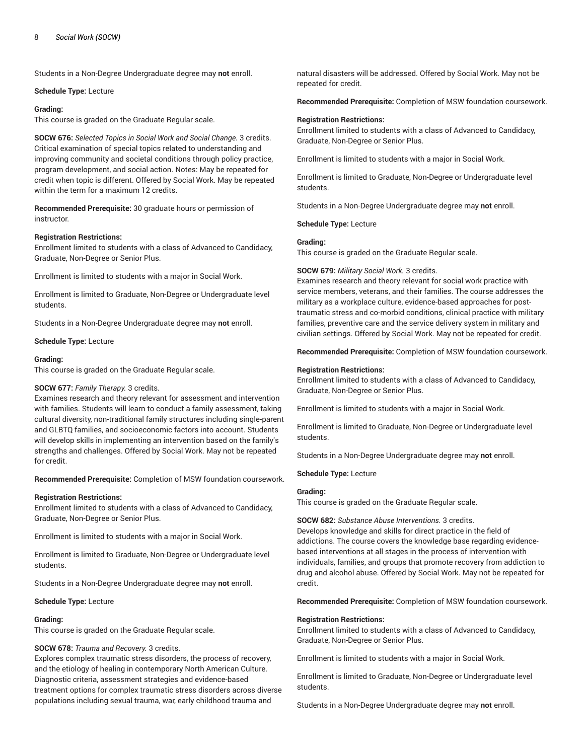Students in a Non-Degree Undergraduate degree may **not** enroll.

**Schedule Type:** Lecture

**Grading:**
This course is graded on the Graduate Regular scale.

**SOCW 676:** *Selected Topics in Social Work and Social Change.* 3 credits.
Critical examination of special topics related to understanding and improving community and societal conditions through policy practice, program development, and social action. Notes: May be repeated for credit when topic is different. Offered by Social Work. May be repeated within the term for a maximum 12 credits.

**Recommended Prerequisite:** 30 graduate hours or permission of instructor.

**Registration Restrictions:**
Enrollment limited to students with a class of Advanced to Candidacy, Graduate, Non-Degree or Senior Plus.

Enrollment is limited to students with a major in Social Work.

Enrollment is limited to Graduate, Non-Degree or Undergraduate level students.

Students in a Non-Degree Undergraduate degree may **not** enroll.

**Schedule Type:** Lecture

**Grading:**
This course is graded on the Graduate Regular scale.

**SOCW 677:** *Family Therapy.* 3 credits.
Examines research and theory relevant for assessment and intervention with families. Students will learn to conduct a family assessment, taking cultural diversity, non-traditional family structures including single-parent and GLBTQ families, and socioeconomic factors into account. Students will develop skills in implementing an intervention based on the family's strengths and challenges. Offered by Social Work. May not be repeated for credit.

**Recommended Prerequisite:** Completion of MSW foundation coursework.

**Registration Restrictions:**
Enrollment limited to students with a class of Advanced to Candidacy, Graduate, Non-Degree or Senior Plus.

Enrollment is limited to students with a major in Social Work.

Enrollment is limited to Graduate, Non-Degree or Undergraduate level students.

Students in a Non-Degree Undergraduate degree may **not** enroll.

**Schedule Type:** Lecture

**Grading:**
This course is graded on the Graduate Regular scale.

**SOCW 678:** *Trauma and Recovery.* 3 credits.
Explores complex traumatic stress disorders, the process of recovery, and the etiology of healing in contemporary North American Culture. Diagnostic criteria, assessment strategies and evidence-based treatment options for complex traumatic stress disorders across diverse populations including sexual trauma, war, early childhood trauma and natural disasters will be addressed. Offered by Social Work. May not be repeated for credit.

**Recommended Prerequisite:** Completion of MSW foundation coursework.

**Registration Restrictions:**
Enrollment limited to students with a class of Advanced to Candidacy, Graduate, Non-Degree or Senior Plus.

Enrollment is limited to students with a major in Social Work.

Enrollment is limited to Graduate, Non-Degree or Undergraduate level students.

Students in a Non-Degree Undergraduate degree may **not** enroll.

**Schedule Type:** Lecture

**Grading:**
This course is graded on the Graduate Regular scale.

**SOCW 679:** *Military Social Work.* 3 credits.
Examines research and theory relevant for social work practice with service members, veterans, and their families. The course addresses the military as a workplace culture, evidence-based approaches for post-traumatic stress and co-morbid conditions, clinical practice with military families, preventive care and the service delivery system in military and civilian settings. Offered by Social Work. May not be repeated for credit.

**Recommended Prerequisite:** Completion of MSW foundation coursework.

**Registration Restrictions:**
Enrollment limited to students with a class of Advanced to Candidacy, Graduate, Non-Degree or Senior Plus.

Enrollment is limited to students with a major in Social Work.

Enrollment is limited to Graduate, Non-Degree or Undergraduate level students.

Students in a Non-Degree Undergraduate degree may **not** enroll.

**Schedule Type:** Lecture

**Grading:**
This course is graded on the Graduate Regular scale.

**SOCW 682:** *Substance Abuse Interventions.* 3 credits.
Develops knowledge and skills for direct practice in the field of addictions. The course covers the knowledge base regarding evidence-based interventions at all stages in the process of intervention with individuals, families, and groups that promote recovery from addiction to drug and alcohol abuse. Offered by Social Work. May not be repeated for credit.

**Recommended Prerequisite:** Completion of MSW foundation coursework.

**Registration Restrictions:**
Enrollment limited to students with a class of Advanced to Candidacy, Graduate, Non-Degree or Senior Plus.

Enrollment is limited to students with a major in Social Work.

Enrollment is limited to Graduate, Non-Degree or Undergraduate level students.

Students in a Non-Degree Undergraduate degree may **not** enroll.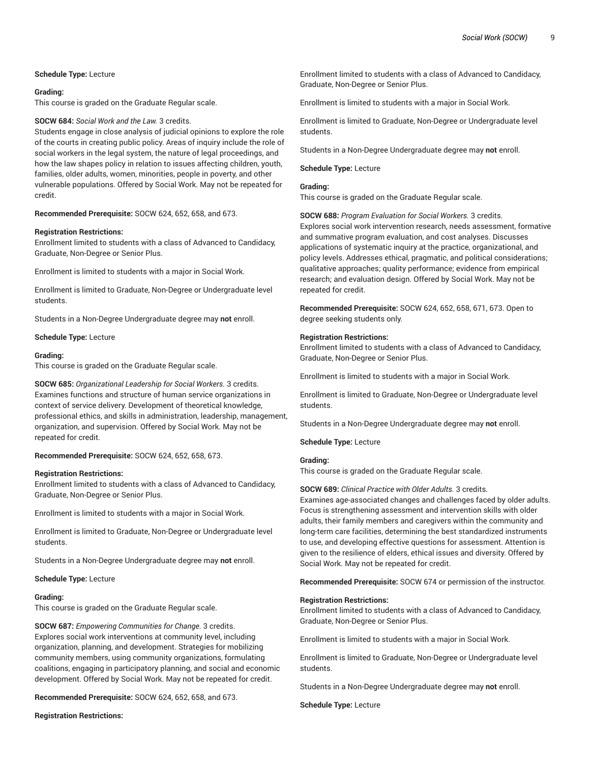**Schedule Type:** Lecture

**Grading:**
This course is graded on the Graduate Regular scale.

**SOCW 684:** *Social Work and the Law.* 3 credits.
Students engage in close analysis of judicial opinions to explore the role of the courts in creating public policy. Areas of inquiry include the role of social workers in the legal system, the nature of legal proceedings, and how the law shapes policy in relation to issues affecting children, youth, families, older adults, women, minorities, people in poverty, and other vulnerable populations. Offered by Social Work. May not be repeated for credit.

**Recommended Prerequisite:** SOCW 624, 652, 658, and 673.

**Registration Restrictions:**
Enrollment limited to students with a class of Advanced to Candidacy, Graduate, Non-Degree or Senior Plus.

Enrollment is limited to students with a major in Social Work.

Enrollment is limited to Graduate, Non-Degree or Undergraduate level students.

Students in a Non-Degree Undergraduate degree may **not** enroll.

**Schedule Type:** Lecture

**Grading:**
This course is graded on the Graduate Regular scale.

**SOCW 685:** *Organizational Leadership for Social Workers.* 3 credits.
Examines functions and structure of human service organizations in context of service delivery. Development of theoretical knowledge, professional ethics, and skills in administration, leadership, management, organization, and supervision. Offered by Social Work. May not be repeated for credit.

**Recommended Prerequisite:** SOCW 624, 652, 658, 673.

**Registration Restrictions:**
Enrollment limited to students with a class of Advanced to Candidacy, Graduate, Non-Degree or Senior Plus.

Enrollment is limited to students with a major in Social Work.

Enrollment is limited to Graduate, Non-Degree or Undergraduate level students.

Students in a Non-Degree Undergraduate degree may **not** enroll.

**Schedule Type:** Lecture

**Grading:**
This course is graded on the Graduate Regular scale.

**SOCW 687:** *Empowering Communities for Change.* 3 credits.
Explores social work interventions at community level, including organization, planning, and development. Strategies for mobilizing community members, using community organizations, formulating coalitions, engaging in participatory planning, and social and economic development. Offered by Social Work. May not be repeated for credit.

**Recommended Prerequisite:** SOCW 624, 652, 658, and 673.

**Registration Restrictions:**
Enrollment limited to students with a class of Advanced to Candidacy, Graduate, Non-Degree or Senior Plus.

Enrollment is limited to students with a major in Social Work.

Enrollment is limited to Graduate, Non-Degree or Undergraduate level students.

Students in a Non-Degree Undergraduate degree may **not** enroll.

**Schedule Type:** Lecture

**Grading:**
This course is graded on the Graduate Regular scale.

**SOCW 688:** *Program Evaluation for Social Workers.* 3 credits.
Explores social work intervention research, needs assessment, formative and summative program evaluation, and cost analyses. Discusses applications of systematic inquiry at the practice, organizational, and policy levels. Addresses ethical, pragmatic, and political considerations; qualitative approaches; quality performance; evidence from empirical research; and evaluation design. Offered by Social Work. May not be repeated for credit.

**Recommended Prerequisite:** SOCW 624, 652, 658, 671, 673. Open to degree seeking students only.

**Registration Restrictions:**
Enrollment limited to students with a class of Advanced to Candidacy, Graduate, Non-Degree or Senior Plus.

Enrollment is limited to students with a major in Social Work.

Enrollment is limited to Graduate, Non-Degree or Undergraduate level students.

Students in a Non-Degree Undergraduate degree may **not** enroll.

**Schedule Type:** Lecture

**Grading:**
This course is graded on the Graduate Regular scale.

**SOCW 689:** *Clinical Practice with Older Adults.* 3 credits.
Examines age-associated changes and challenges faced by older adults. Focus is strengthening assessment and intervention skills with older adults, their family members and caregivers within the community and long-term care facilities, determining the best standardized instruments to use, and developing effective questions for assessment. Attention is given to the resilience of elders, ethical issues and diversity. Offered by Social Work. May not be repeated for credit.

**Recommended Prerequisite:** SOCW 674 or permission of the instructor.

**Registration Restrictions:**
Enrollment limited to students with a class of Advanced to Candidacy, Graduate, Non-Degree or Senior Plus.

Enrollment is limited to students with a major in Social Work.

Enrollment is limited to Graduate, Non-Degree or Undergraduate level students.

Students in a Non-Degree Undergraduate degree may **not** enroll.

**Schedule Type:** Lecture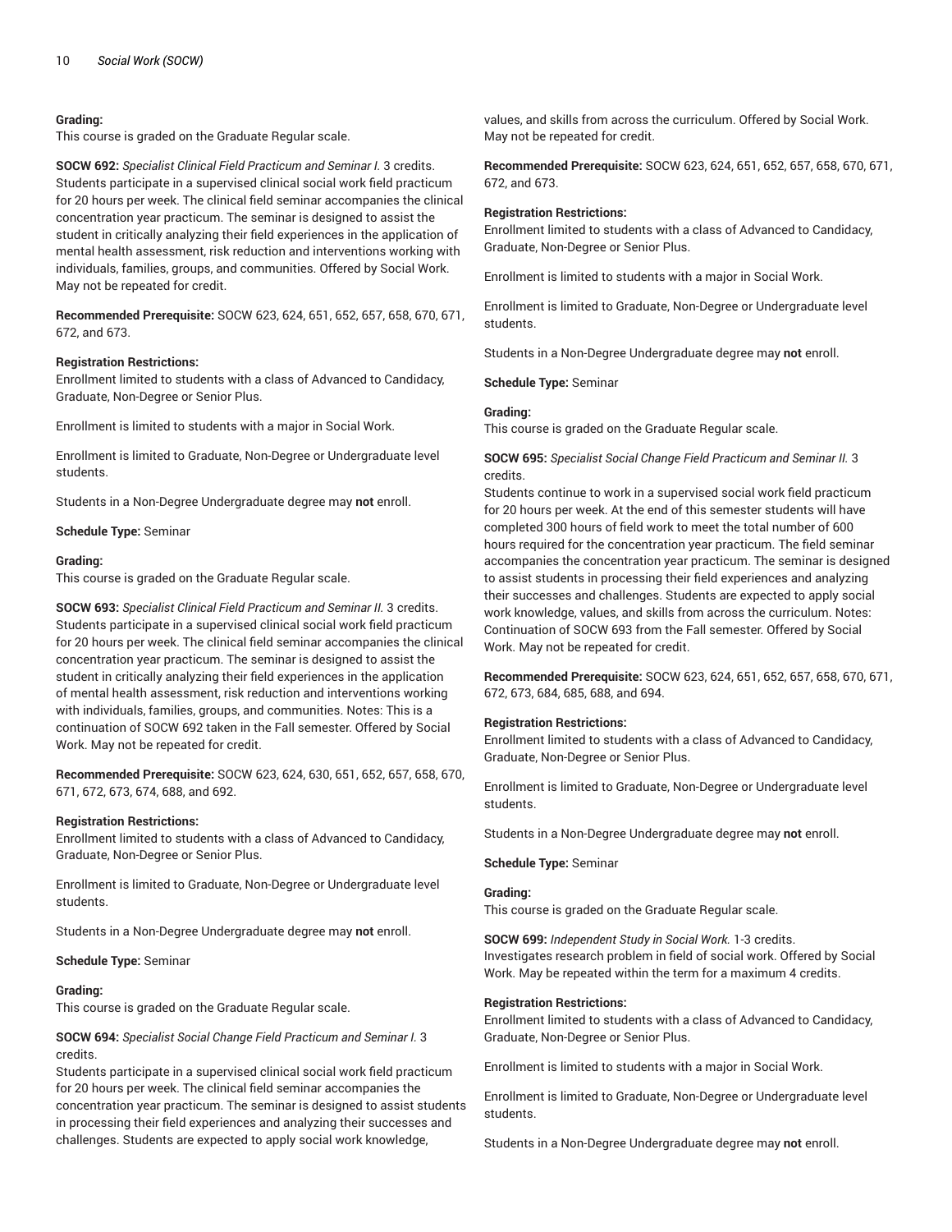**Grading:**
This course is graded on the Graduate Regular scale.

**SOCW 692:** *Specialist Clinical Field Practicum and Seminar I.* 3 credits.
Students participate in a supervised clinical social work field practicum for 20 hours per week. The clinical field seminar accompanies the clinical concentration year practicum. The seminar is designed to assist the student in critically analyzing their field experiences in the application of mental health assessment, risk reduction and interventions working with individuals, families, groups, and communities. Offered by Social Work. May not be repeated for credit.

**Recommended Prerequisite:** SOCW 623, 624, 651, 652, 657, 658, 670, 671, 672, and 673.

**Registration Restrictions:**
Enrollment limited to students with a class of Advanced to Candidacy, Graduate, Non-Degree or Senior Plus.

Enrollment is limited to students with a major in Social Work.

Enrollment is limited to Graduate, Non-Degree or Undergraduate level students.

Students in a Non-Degree Undergraduate degree may **not** enroll.

**Schedule Type:** Seminar

**Grading:**
This course is graded on the Graduate Regular scale.

**SOCW 693:** *Specialist Clinical Field Practicum and Seminar II.* 3 credits.
Students participate in a supervised clinical social work field practicum for 20 hours per week. The clinical field seminar accompanies the clinical concentration year practicum. The seminar is designed to assist the student in critically analyzing their field experiences in the application of mental health assessment, risk reduction and interventions working with individuals, families, groups, and communities. Notes: This is a continuation of SOCW 692 taken in the Fall semester. Offered by Social Work. May not be repeated for credit.

**Recommended Prerequisite:** SOCW 623, 624, 630, 651, 652, 657, 658, 670, 671, 672, 673, 674, 688, and 692.

**Registration Restrictions:**
Enrollment limited to students with a class of Advanced to Candidacy, Graduate, Non-Degree or Senior Plus.

Enrollment is limited to Graduate, Non-Degree or Undergraduate level students.

Students in a Non-Degree Undergraduate degree may **not** enroll.

**Schedule Type:** Seminar

**Grading:**
This course is graded on the Graduate Regular scale.

**SOCW 694:** *Specialist Social Change Field Practicum and Seminar I.* 3 credits.
Students participate in a supervised clinical social work field practicum for 20 hours per week. The clinical field seminar accompanies the concentration year practicum. The seminar is designed to assist students in processing their field experiences and analyzing their successes and challenges. Students are expected to apply social work knowledge, values, and skills from across the curriculum. Offered by Social Work. May not be repeated for credit.

**Recommended Prerequisite:** SOCW 623, 624, 651, 652, 657, 658, 670, 671, 672, and 673.

**Registration Restrictions:**
Enrollment limited to students with a class of Advanced to Candidacy, Graduate, Non-Degree or Senior Plus.

Enrollment is limited to students with a major in Social Work.

Enrollment is limited to Graduate, Non-Degree or Undergraduate level students.

Students in a Non-Degree Undergraduate degree may **not** enroll.

**Schedule Type:** Seminar

**Grading:**
This course is graded on the Graduate Regular scale.

**SOCW 695:** *Specialist Social Change Field Practicum and Seminar II.* 3 credits.
Students continue to work in a supervised social work field practicum for 20 hours per week. At the end of this semester students will have completed 300 hours of field work to meet the total number of 600 hours required for the concentration year practicum. The field seminar accompanies the concentration year practicum. The seminar is designed to assist students in processing their field experiences and analyzing their successes and challenges. Students are expected to apply social work knowledge, values, and skills from across the curriculum. Notes: Continuation of SOCW 693 from the Fall semester. Offered by Social Work. May not be repeated for credit.

**Recommended Prerequisite:** SOCW 623, 624, 651, 652, 657, 658, 670, 671, 672, 673, 684, 685, 688, and 694.

**Registration Restrictions:**
Enrollment limited to students with a class of Advanced to Candidacy, Graduate, Non-Degree or Senior Plus.

Enrollment is limited to Graduate, Non-Degree or Undergraduate level students.

Students in a Non-Degree Undergraduate degree may **not** enroll.

**Schedule Type:** Seminar

**Grading:**
This course is graded on the Graduate Regular scale.

**SOCW 699:** *Independent Study in Social Work.* 1-3 credits.
Investigates research problem in field of social work. Offered by Social Work. May be repeated within the term for a maximum 4 credits.

**Registration Restrictions:**
Enrollment limited to students with a class of Advanced to Candidacy, Graduate, Non-Degree or Senior Plus.

Enrollment is limited to students with a major in Social Work.

Enrollment is limited to Graduate, Non-Degree or Undergraduate level students.

Students in a Non-Degree Undergraduate degree may **not** enroll.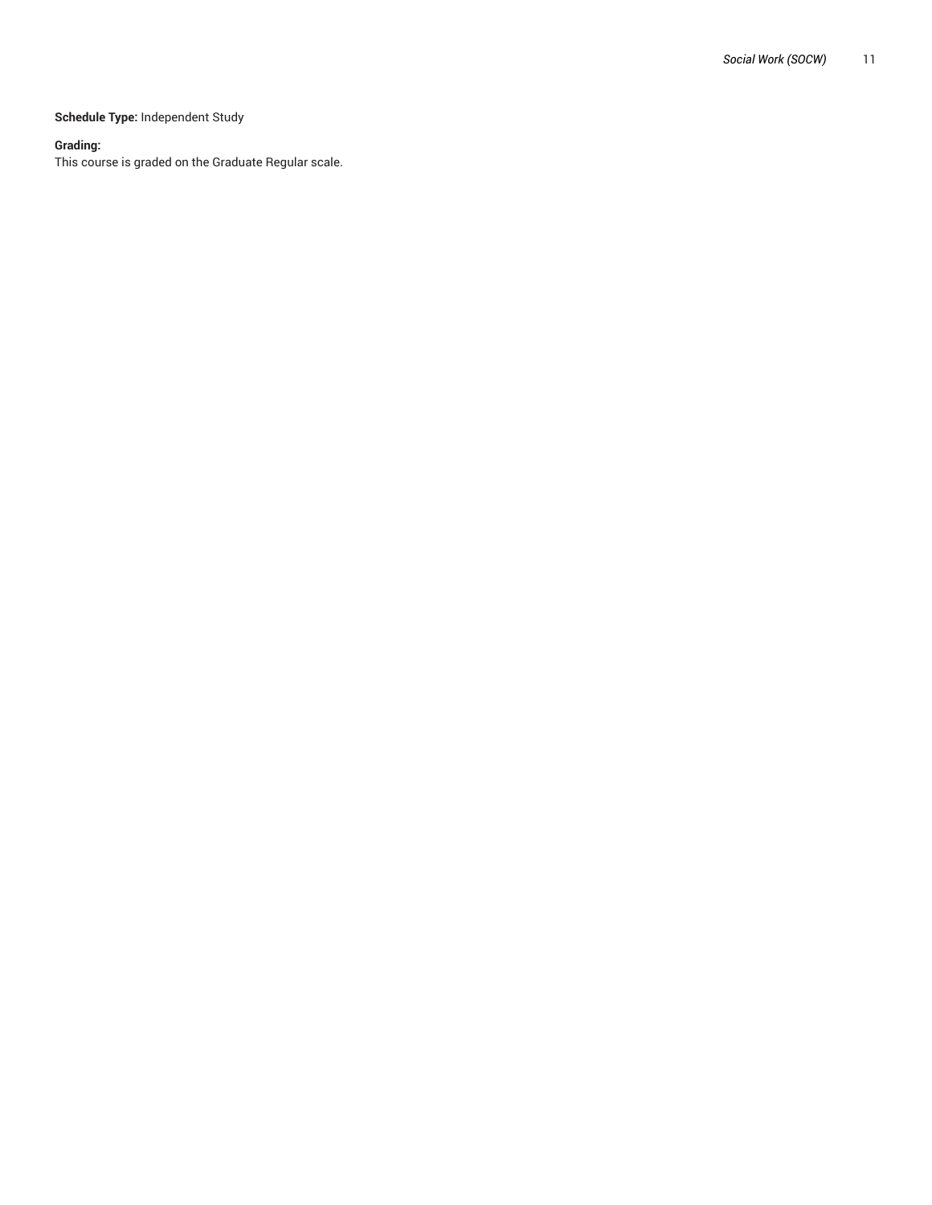**Schedule Type:** Independent Study

**Grading:**
This course is graded on the Graduate Regular scale.